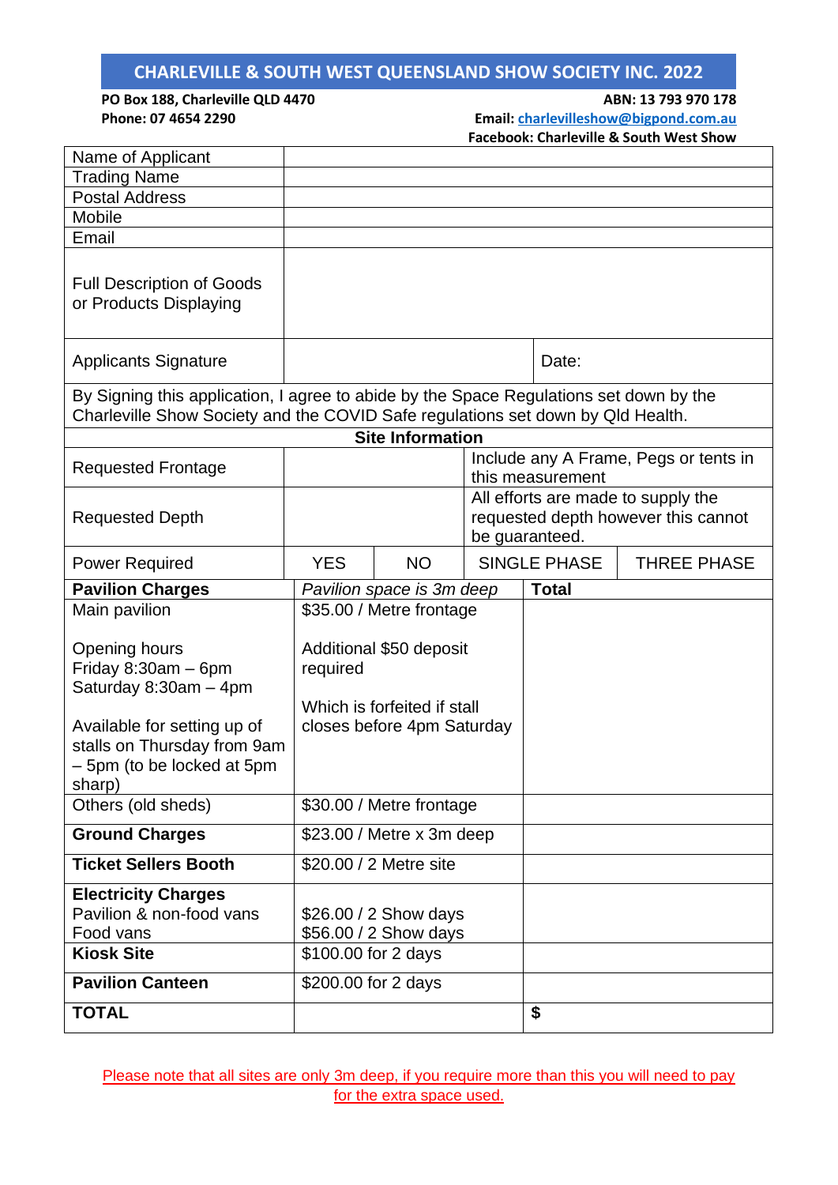# CHARLEVILLE & SOUTH WEST QUEENSLAND SHOW SOCIETY INC. 2022

**PO Box 188, Charleville QLD 4470** **ABN: 13 793 970 178**
**Phone: 07 4654 2290** **Email: charlevilleshow@bigpond.com.au**
**Facebook: Charleville & South West Show**

| | | | | |
|---|---|---|---|---|
| Name of Applicant | | | | |
| Trading Name | | | | |
| Postal Address | | | | |
| Mobile | | | | |
| Email | | | | |
| Full Description of Goods or Products Displaying | | | | |
| Applicants Signature | | | Date: | |
| By Signing this application, I agree to abide by the Space Regulations set down by the Charleville Show Society and the COVID Safe regulations set down by Qld Health. | | | | |
| **Site Information** | | | | |
| Requested Frontage | | | Include any A Frame, Pegs or tents in this measurement | |
| Requested Depth | | | All efforts are made to supply the requested depth however this cannot be guaranteed. | |
| Power Required | YES | NO | SINGLE PHASE | THREE PHASE |

| **Pavilion Charges** | *Pavilion space is 3m deep* | **Total** |
|---|---|---|
| Main pavilion<br><br>Opening hours<br>Friday 8:30am – 6pm<br>Saturday 8:30am – 4pm<br><br>Available for setting up of stalls on Thursday from 9am – 5pm (to be locked at 5pm sharp) | $35.00 / Metre frontage<br><br>Additional $50 deposit required<br><br>Which is forfeited if stall closes before 4pm Saturday | |
| Others (old sheds) | $30.00 / Metre frontage | |
| **Ground Charges** | $23.00 / Metre x 3m deep | |
| **Ticket Sellers Booth** | $20.00 / 2 Metre site | |
| **Electricity Charges**<br>Pavilion & non-food vans<br>Food vans | <br>$26.00 / 2 Show days<br>$56.00 / 2 Show days | |
| **Kiosk Site** | $100.00 for 2 days | |
| **Pavilion Canteen** | $200.00 for 2 days | |
| **TOTAL** | | **$** |

Please note that all sites are only 3m deep, if you require more than this you will need to pay for the extra space used.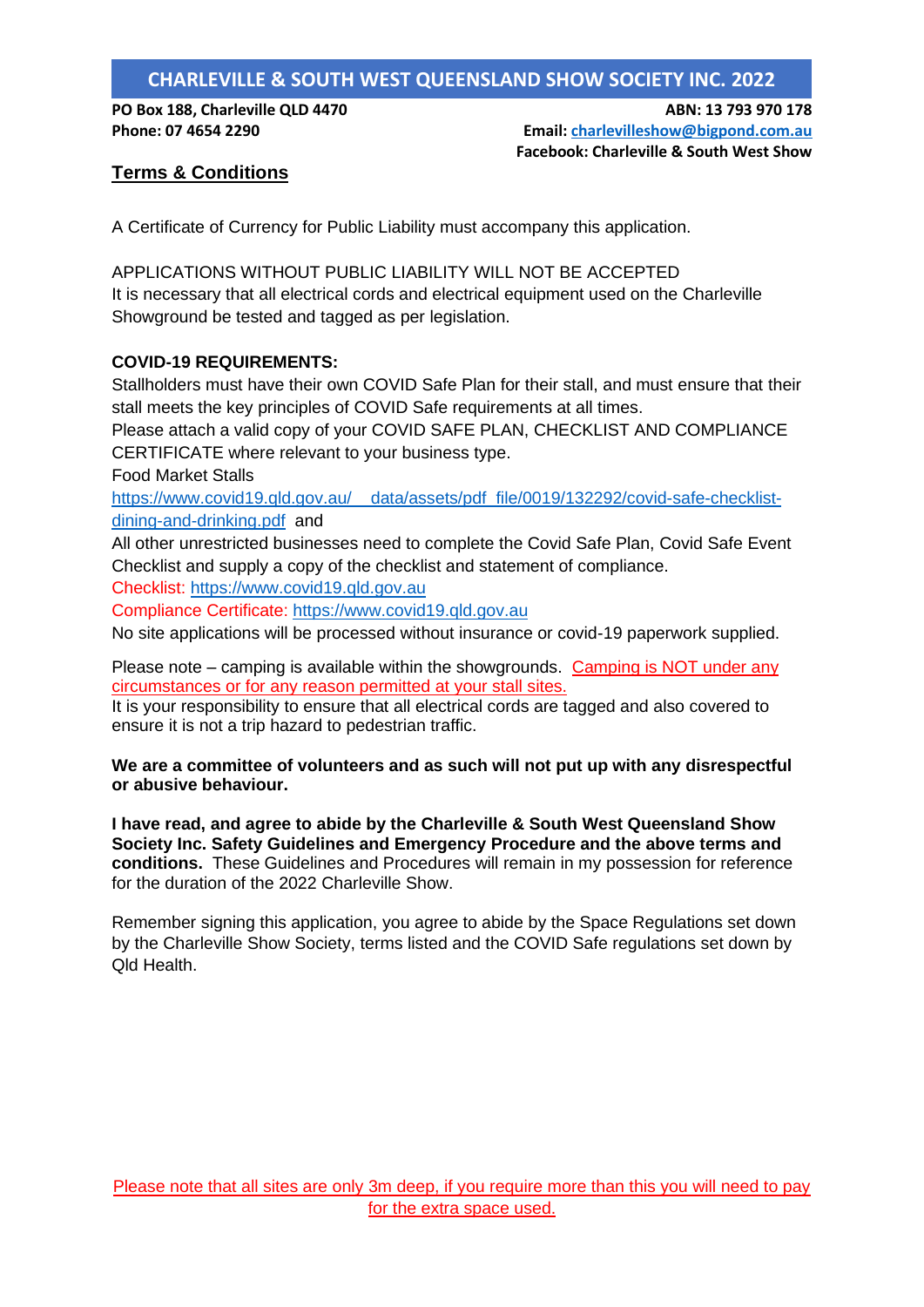# CHARLEVILLE & SOUTH WEST QUEENSLAND SHOW SOCIETY INC. 2022

**PO Box 188, Charleville QLD 4470**
**ABN: 13 793 970 178**
**Phone: 07 4654 2290**
**Email: charlevilleshow@bigpond.com.au**
**Facebook: Charleville & South West Show**

## Terms & Conditions

A Certificate of Currency for Public Liability must accompany this application.

APPLICATIONS WITHOUT PUBLIC LIABILITY WILL NOT BE ACCEPTED
It is necessary that all electrical cords and electrical equipment used on the Charleville Showground be tested and tagged as per legislation.

**COVID-19 REQUIREMENTS:**
Stallholders must have their own COVID Safe Plan for their stall, and must ensure that their stall meets the key principles of COVID Safe requirements at all times.
Please attach a valid copy of your COVID SAFE PLAN, CHECKLIST AND COMPLIANCE CERTIFICATE where relevant to your business type.
Food Market Stalls
https://www.covid19.qld.gov.au/__data/assets/pdf_file/0019/132292/covid-safe-checklist-dining-and-drinking.pdf and
All other unrestricted businesses need to complete the Covid Safe Plan, Covid Safe Event Checklist and supply a copy of the checklist and statement of compliance.
Checklist: https://www.covid19.qld.gov.au
Compliance Certificate: https://www.covid19.qld.gov.au
No site applications will be processed without insurance or covid-19 paperwork supplied.

Please note – camping is available within the showgrounds. Camping is NOT under any circumstances or for any reason permitted at your stall sites.
It is your responsibility to ensure that all electrical cords are tagged and also covered to ensure it is not a trip hazard to pedestrian traffic.

**We are a committee of volunteers and as such will not put up with any disrespectful or abusive behaviour.**

**I have read, and agree to abide by the Charleville & South West Queensland Show Society Inc. Safety Guidelines and Emergency Procedure and the above terms and conditions.** These Guidelines and Procedures will remain in my possession for reference for the duration of the 2022 Charleville Show.

Remember signing this application, you agree to abide by the Space Regulations set down by the Charleville Show Society, terms listed and the COVID Safe regulations set down by Qld Health.

Please note that all sites are only 3m deep, if you require more than this you will need to pay for the extra space used.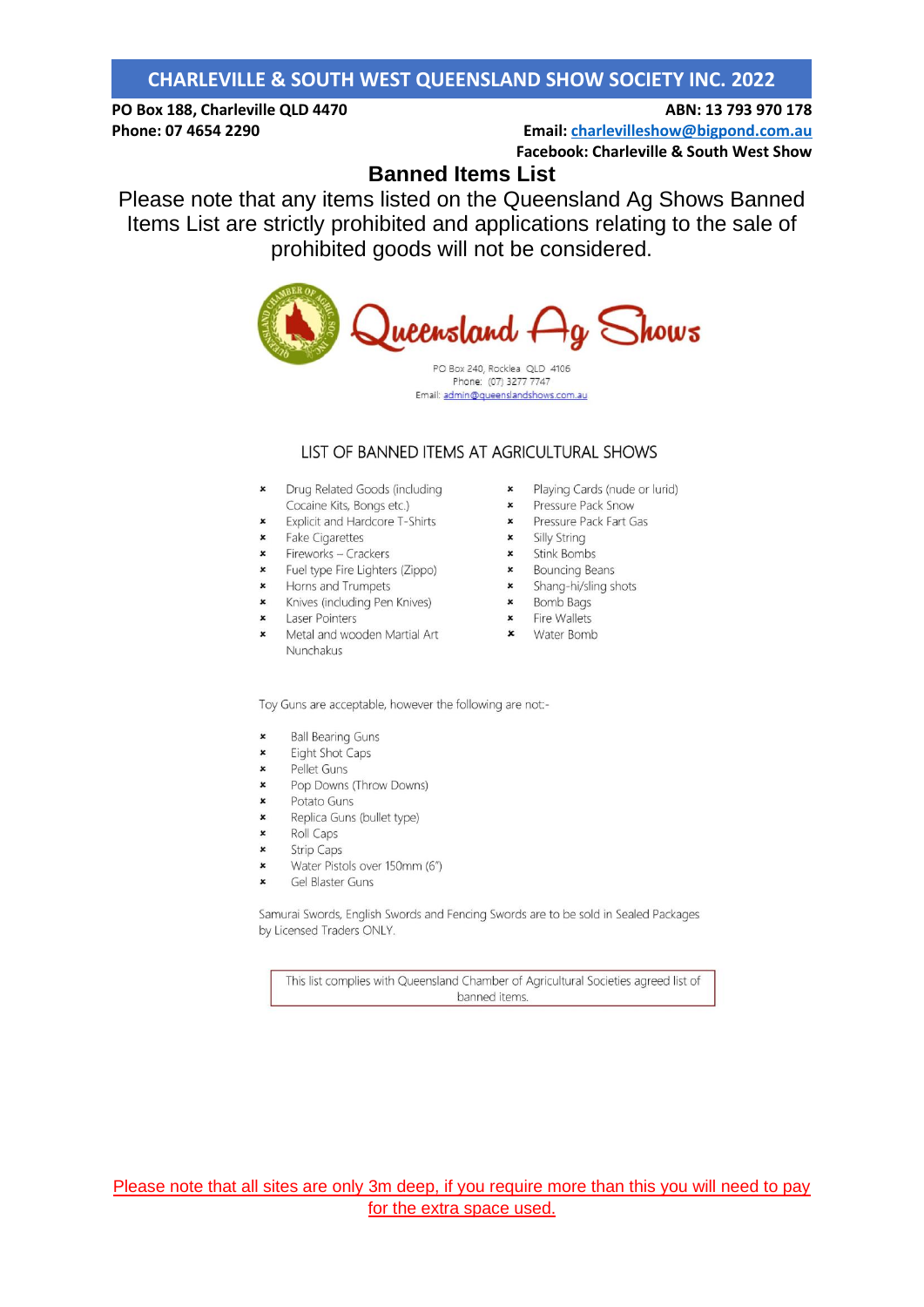**CHARLEVILLE & SOUTH WEST QUEENSLAND SHOW SOCIETY INC. 2022**

**PO Box 188, Charleville QLD 4470** | **ABN: 13 793 970 178**

**Phone: 07 4654 2290** | **Email: charlevilleshow@bigpond.com.au**

**Facebook: Charleville & South West Show**

# Banned Items List

Please note that any items listed on the Queensland Ag Shows Banned Items List are strictly prohibited and applications relating to the sale of prohibited goods will not be considered.

## Queensland Ag Shows

PO Box 240, Rocklea QLD 4106
Phone: (07) 3277 7747
Email: admin@queenslandshows.com.au

### LIST OF BANNED ITEMS AT AGRICULTURAL SHOWS

- Drug Related Goods (including Cocaine Kits, Bongs etc.)
- Explicit and Hardcore T-Shirts
- Fake Cigarettes
- Fireworks – Crackers
- Fuel type Fire Lighters (Zippo)
- Horns and Trumpets
- Knives (including Pen Knives)
- Laser Pointers
- Metal and wooden Martial Art Nunchakus
- Playing Cards (nude or lurid)
- Pressure Pack Snow
- Pressure Pack Fart Gas
- Silly String
- Stink Bombs
- Bouncing Beans
- Shang-hi/sling shots
- Bomb Bags
- Fire Wallets
- Water Bomb

Toy Guns are acceptable, however the following are not:-

- Ball Bearing Guns
- Eight Shot Caps
- Pellet Guns
- Pop Downs (Throw Downs)
- Potato Guns
- Replica Guns (bullet type)
- Roll Caps
- Strip Caps
- Water Pistols over 150mm (6")
- Gel Blaster Guns

Samurai Swords, English Swords and Fencing Swords are to be sold in Sealed Packages by Licensed Traders ONLY.

This list complies with Queensland Chamber of Agricultural Societies agreed list of banned items.

Please note that all sites are only 3m deep, if you require more than this you will need to pay for the extra space used.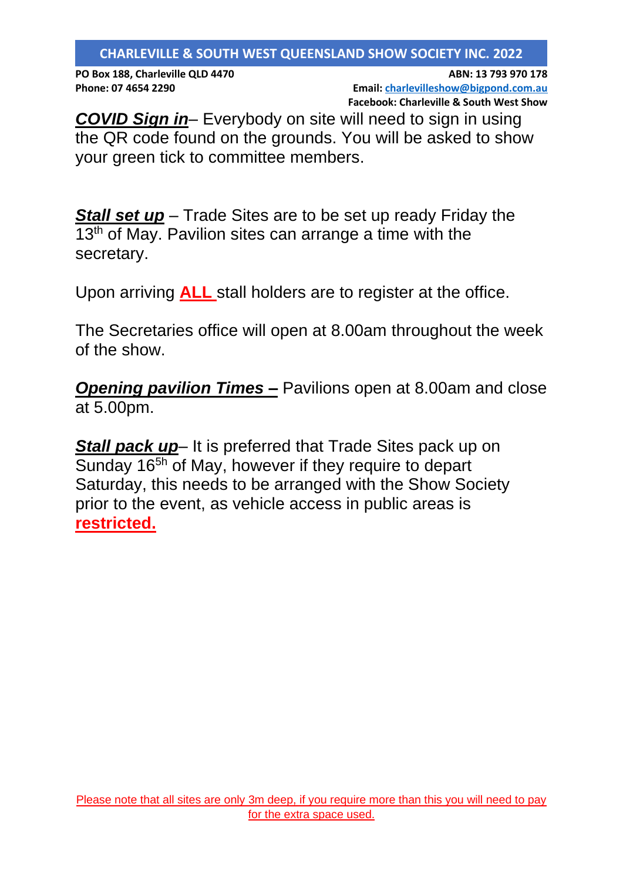**CHARLEVILLE & SOUTH WEST QUEENSLAND SHOW SOCIETY INC. 2022**

**PO Box 188, Charleville QLD 4470**
**ABN: 13 793 970 178**
**Phone: 07 4654 2290**
**Email: charlevilleshow@bigpond.com.au**
**Facebook: Charleville & South West Show**

***COVID Sign in***– Everybody on site will need to sign in using the QR code found on the grounds. You will be asked to show your green tick to committee members.

***Stall set up*** – Trade Sites are to be set up ready Friday the 13th of May. Pavilion sites can arrange a time with the secretary.

Upon arriving **ALL** stall holders are to register at the office.

The Secretaries office will open at 8.00am throughout the week of the show.

***Opening pavilion Times –*** Pavilions open at 8.00am and close at 5.00pm.

***Stall pack up***– It is preferred that Trade Sites pack up on Sunday 16[5h] of May, however if they require to depart Saturday, this needs to be arranged with the Show Society prior to the event, as vehicle access in public areas is **restricted.**

Please note that all sites are only 3m deep, if you require more than this you will need to pay for the extra space used.